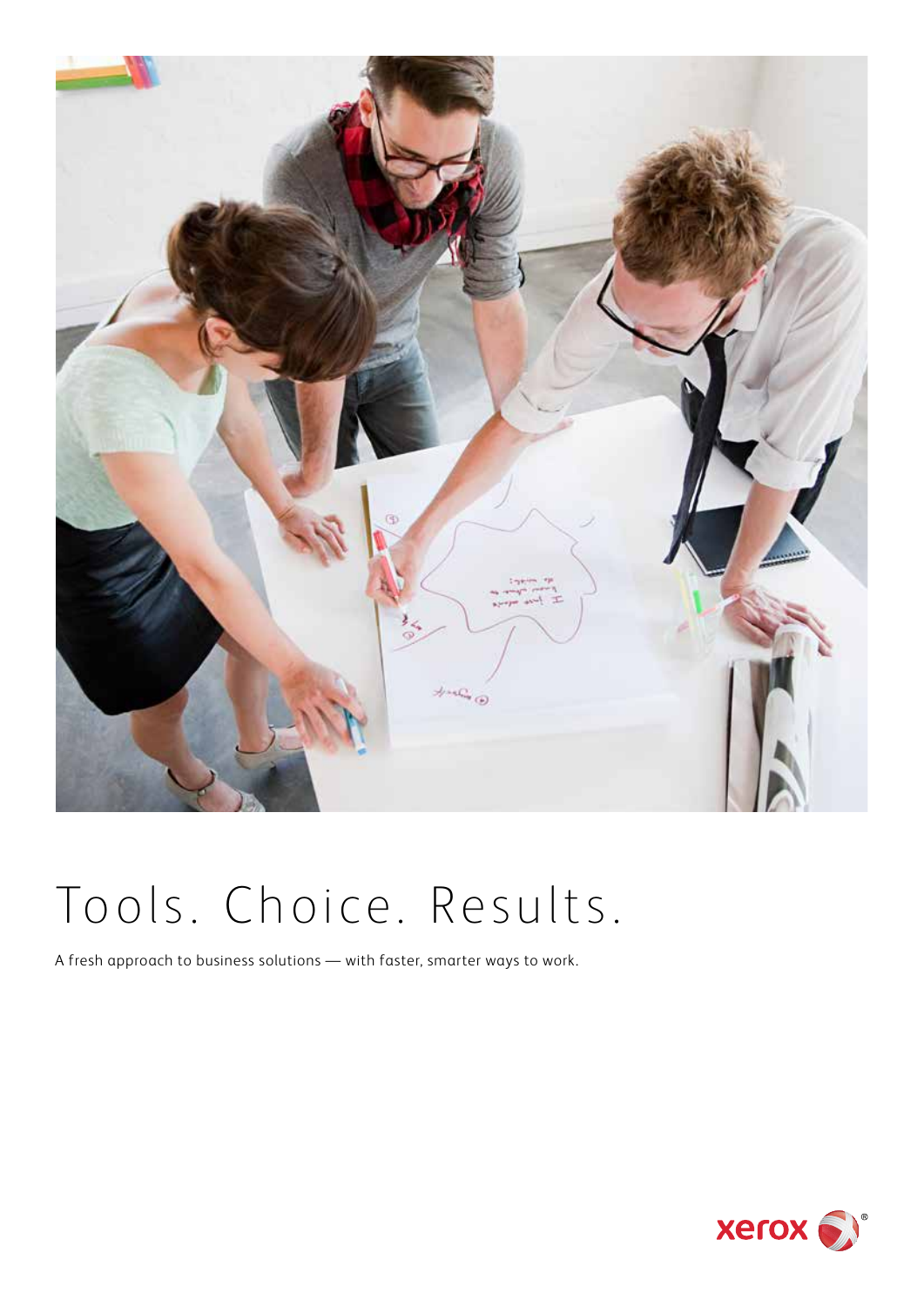# Tools. Choice. Results.

A fresh approach to business solutions — with faster, smarter ways to work.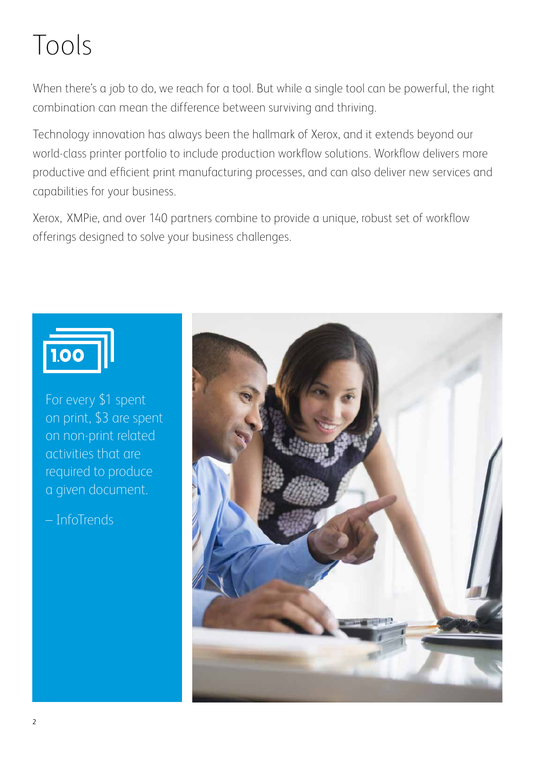# Tools

When there's a job to do, we reach for a tool. But while a single tool can be powerful, the right combination can mean the difference between surviving and thriving.

Technology innovation has always been the hallmark of Xerox, and it extends beyond our world-class printer portfolio to include production workflow solutions. Workflow delivers more productive and efficient print manufacturing processes, and can also deliver new services and capabilities for your business.

Xerox, XMPie, and over 140 partners combine to provide a unique, robust set of workflow offerings designed to solve your business challenges.

1.00

For every $1 spent on print, $3 are spent on non-print related activities that are required to produce a given document.

– InfoTrends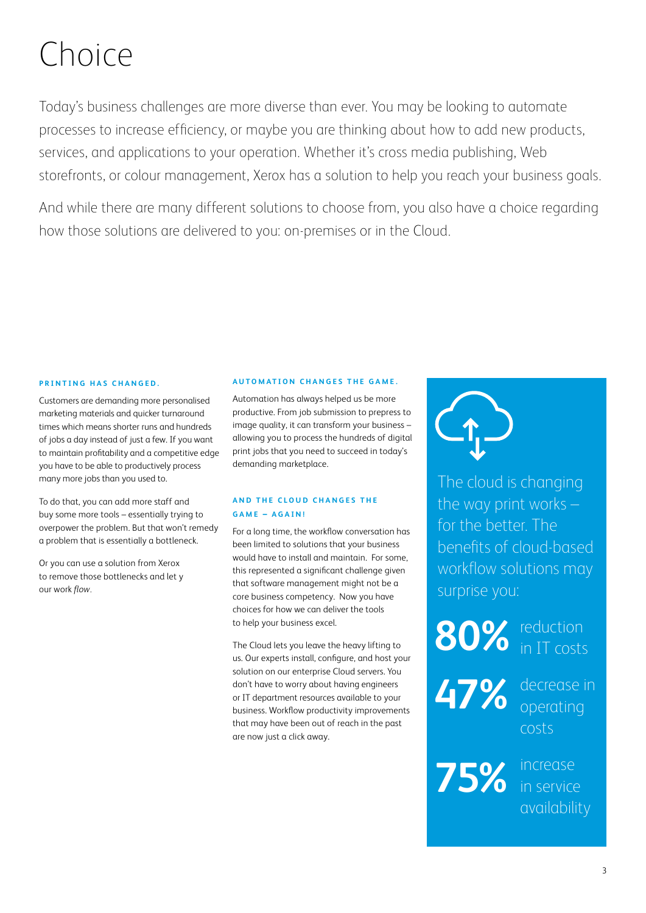# Choice

Today's business challenges are more diverse than ever. You may be looking to automate processes to increase efficiency, or maybe you are thinking about how to add new products, services, and applications to your operation. Whether it's cross media publishing, Web storefronts, or colour management, Xerox has a solution to help you reach your business goals.

And while there are many different solutions to choose from, you also have a choice regarding how those solutions are delivered to you: on-premises or in the Cloud.

### PRINTING HAS CHANGED.

Customers are demanding more personalised marketing materials and quicker turnaround times which means shorter runs and hundreds of jobs a day instead of just a few. If you want to maintain profitability and a competitive edge you have to be able to productively process many more jobs than you used to.

To do that, you can add more staff and buy some more tools – essentially trying to overpower the problem. But that won't remedy a problem that is essentially a bottleneck.

Or you can use a solution from Xerox to remove those bottlenecks and let y our work *flow*.

### AUTOMATION CHANGES THE GAME.

Automation has always helped us be more productive. From job submission to prepress to image quality, it can transform your business – allowing you to process the hundreds of digital print jobs that you need to succeed in today's demanding marketplace.

### AND THE CLOUD CHANGES THE GAME – AGAIN!

For a long time, the workflow conversation has been limited to solutions that your business would have to install and maintain. For some, this represented a significant challenge given that software management might not be a core business competency. Now you have choices for how we can deliver the tools to help your business excel.

The Cloud lets you leave the heavy lifting to us. Our experts install, configure, and host your solution on our enterprise Cloud servers. You don't have to worry about having engineers or IT department resources available to your business. Workflow productivity improvements that may have been out of reach in the past are now just a click away.

The cloud is changing the way print works – for the better. The benefits of cloud-based workflow solutions may surprise you:

**80%** reduction in IT costs

**47%** decrease in operating costs

**75%** increase in service availability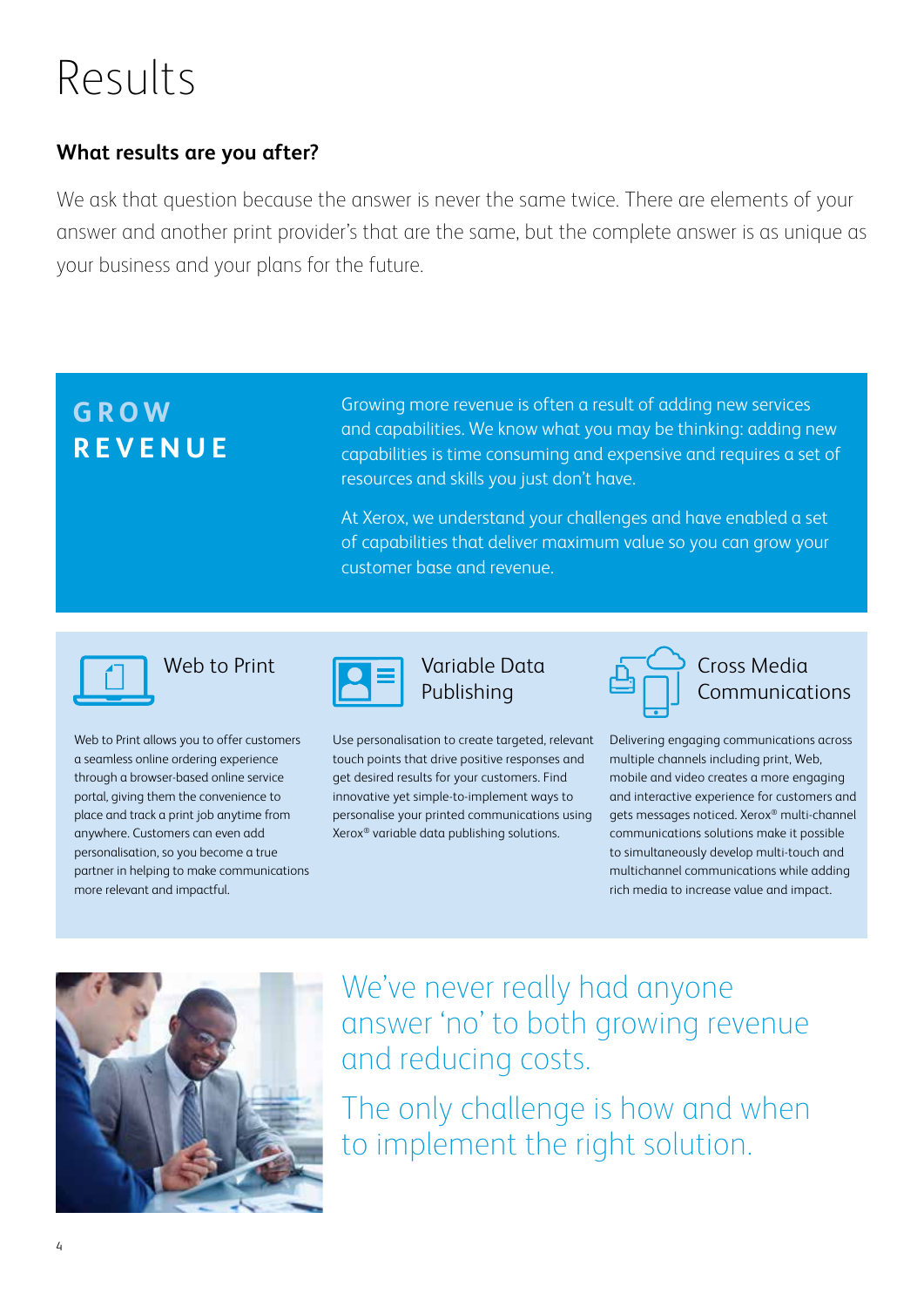# Results

### What results are you after?

We ask that question because the answer is never the same twice. There are elements of your answer and another print provider's that are the same, but the complete answer is as unique as your business and your plans for the future.

## GROW REVENUE

Growing more revenue is often a result of adding new services and capabilities. We know what you may be thinking: adding new capabilities is time consuming and expensive and requires a set of resources and skills you just don't have.

At Xerox, we understand your challenges and have enabled a set of capabilities that deliver maximum value so you can grow your customer base and revenue.

### Web to Print

Web to Print allows you to offer customers a seamless online ordering experience through a browser-based online service portal, giving them the convenience to place and track a print job anytime from anywhere. Customers can even add personalisation, so you become a true partner in helping to make communications more relevant and impactful.

### Variable Data Publishing

Use personalisation to create targeted, relevant touch points that drive positive responses and get desired results for your customers. Find innovative yet simple-to-implement ways to personalise your printed communications using Xerox® variable data publishing solutions.

### Cross Media Communications

Delivering engaging communications across multiple channels including print, Web, mobile and video creates a more engaging and interactive experience for customers and gets messages noticed. Xerox® multi-channel communications solutions make it possible to simultaneously develop multi-touch and multichannel communications while adding rich media to increase value and impact.

We've never really had anyone answer 'no' to both growing revenue and reducing costs.

The only challenge is how and when to implement the right solution.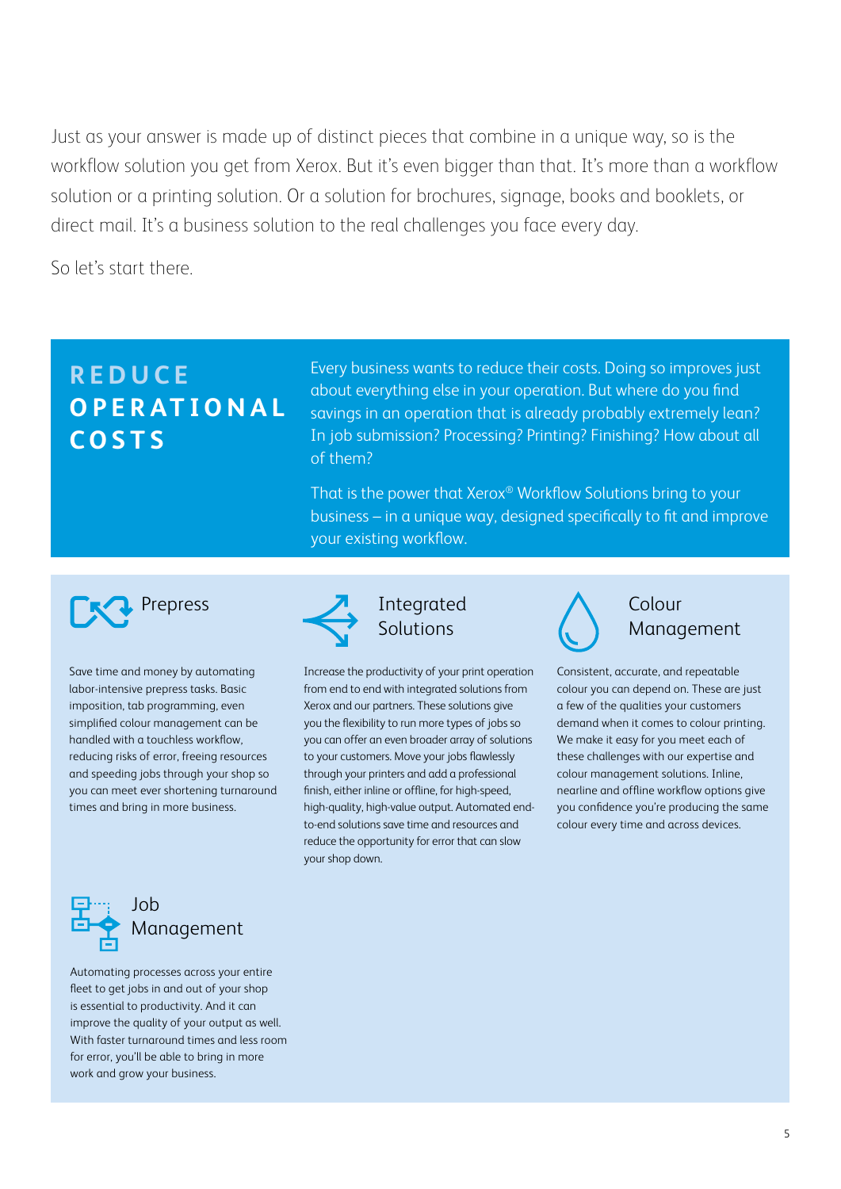Just as your answer is made up of distinct pieces that combine in a unique way, so is the workflow solution you get from Xerox. But it's even bigger than that. It's more than a workflow solution or a printing solution. Or a solution for brochures, signage, books and booklets, or direct mail. It's a business solution to the real challenges you face every day.

So let's start there.

## REDUCE OPERATIONAL COSTS

Every business wants to reduce their costs. Doing so improves just about everything else in your operation. But where do you find savings in an operation that is already probably extremely lean? In job submission? Processing? Printing? Finishing? How about all of them?

That is the power that Xerox® Workflow Solutions bring to your business – in a unique way, designed specifically to fit and improve your existing workflow.

### Prepress

Save time and money by automating labor-intensive prepress tasks. Basic imposition, tab programming, even simplified colour management can be handled with a touchless workflow, reducing risks of error, freeing resources and speeding jobs through your shop so you can meet ever shortening turnaround times and bring in more business.

### Integrated Solutions

Increase the productivity of your print operation from end to end with integrated solutions from Xerox and our partners. These solutions give you the flexibility to run more types of jobs so you can offer an even broader array of solutions to your customers. Move your jobs flawlessly through your printers and add a professional finish, either inline or offline, for high-speed, high-quality, high-value output. Automated end-to-end solutions save time and resources and reduce the opportunity for error that can slow your shop down.

### Colour Management

Consistent, accurate, and repeatable colour you can depend on. These are just a few of the qualities your customers demand when it comes to colour printing. We make it easy for you meet each of these challenges with our expertise and colour management solutions. Inline, nearline and offline workflow options give you confidence you're producing the same colour every time and across devices.

### Job Management

Automating processes across your entire fleet to get jobs in and out of your shop is essential to productivity. And it can improve the quality of your output as well. With faster turnaround times and less room for error, you'll be able to bring in more work and grow your business.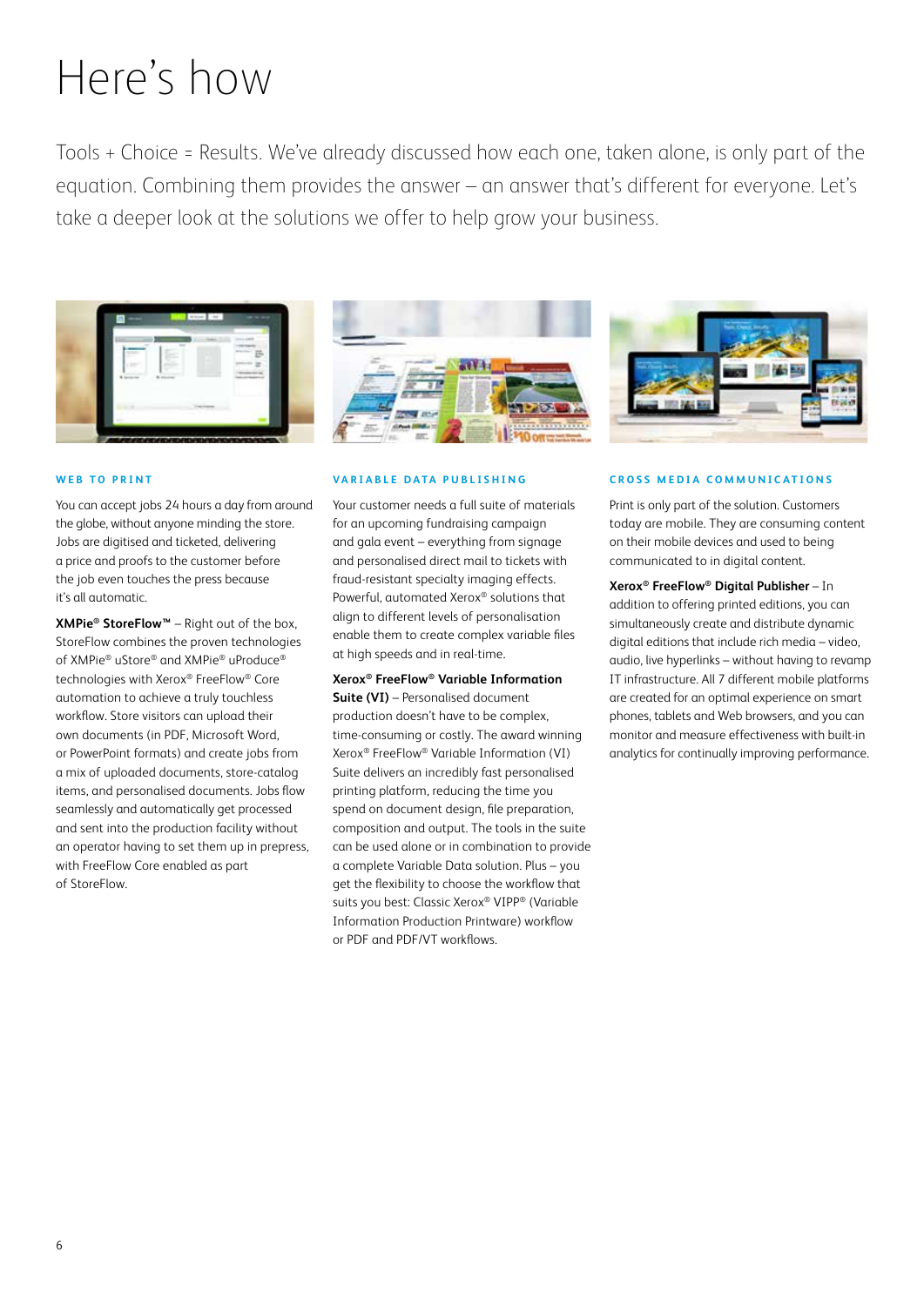# Here's how

Tools + Choice = Results. We've already discussed how each one, taken alone, is only part of the equation. Combining them provides the answer – an answer that's different for everyone. Let's take a deeper look at the solutions we offer to help grow your business.

## WEB TO PRINT

You can accept jobs 24 hours a day from around the globe, without anyone minding the store. Jobs are digitised and ticketed, delivering a price and proofs to the customer before the job even touches the press because it's all automatic.

**XMPie® StoreFlow™** – Right out of the box, StoreFlow combines the proven technologies of XMPie® uStore® and XMPie® uProduce® technologies with Xerox® FreeFlow® Core automation to achieve a truly touchless workflow. Store visitors can upload their own documents (in PDF, Microsoft Word, or PowerPoint formats) and create jobs from a mix of uploaded documents, store-catalog items, and personalised documents. Jobs flow seamlessly and automatically get processed and sent into the production facility without an operator having to set them up in prepress, with FreeFlow Core enabled as part of StoreFlow.

## VARIABLE DATA PUBLISHING

Your customer needs a full suite of materials for an upcoming fundraising campaign and gala event – everything from signage and personalised direct mail to tickets with fraud-resistant specialty imaging effects. Powerful, automated Xerox® solutions that align to different levels of personalisation enable them to create complex variable files at high speeds and in real-time.

**Xerox® FreeFlow® Variable Information Suite (VI)** – Personalised document production doesn't have to be complex, time-consuming or costly. The award winning Xerox® FreeFlow® Variable Information (VI) Suite delivers an incredibly fast personalised printing platform, reducing the time you spend on document design, file preparation, composition and output. The tools in the suite can be used alone or in combination to provide a complete Variable Data solution. Plus – you get the flexibility to choose the workflow that suits you best: Classic Xerox® VIPP® (Variable Information Production Printware) workflow or PDF and PDF/VT workflows.

## CROSS MEDIA COMMUNICATIONS

Print is only part of the solution. Customers today are mobile. They are consuming content on their mobile devices and used to being communicated to in digital content.

**Xerox® FreeFlow® Digital Publisher** – In addition to offering printed editions, you can simultaneously create and distribute dynamic digital editions that include rich media – video, audio, live hyperlinks – without having to revamp IT infrastructure. All 7 different mobile platforms are created for an optimal experience on smart phones, tablets and Web browsers, and you can monitor and measure effectiveness with built-in analytics for continually improving performance.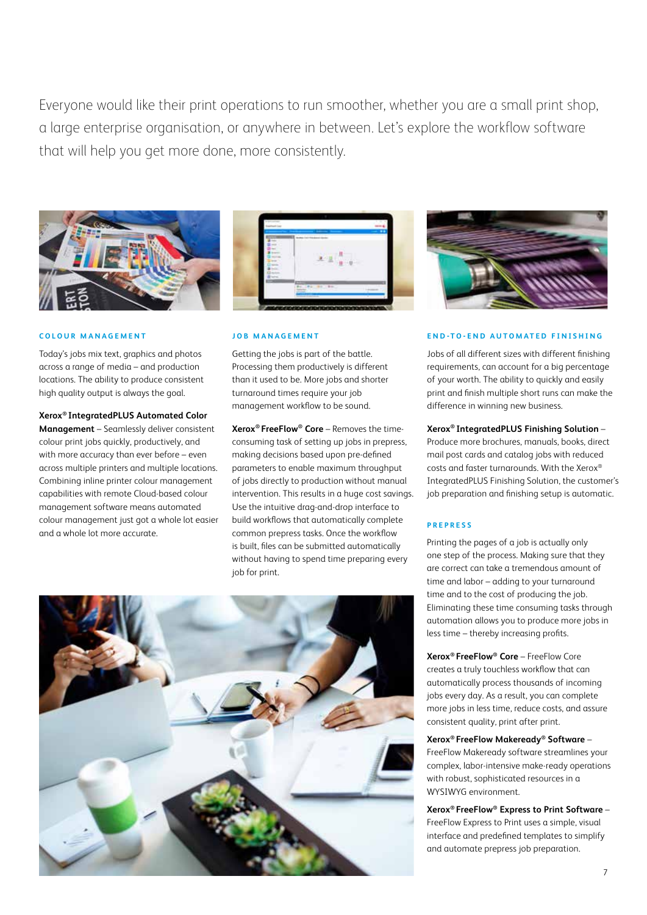Everyone would like their print operations to run smoother, whether you are a small print shop, a large enterprise organisation, or anywhere in between. Let's explore the workflow software that will help you get more done, more consistently.

## COLOUR MANAGEMENT

Today's jobs mix text, graphics and photos across a range of media – and production locations. The ability to produce consistent high quality output is always the goal.

**Xerox® IntegratedPLUS Automated Color Management** – Seamlessly deliver consistent colour print jobs quickly, productively, and with more accuracy than ever before – even across multiple printers and multiple locations. Combining inline printer colour management capabilities with remote Cloud-based colour management software means automated colour management just got a whole lot easier and a whole lot more accurate.

## JOB MANAGEMENT

Getting the jobs is part of the battle. Processing them productively is different than it used to be. More jobs and shorter turnaround times require your job management workflow to be sound.

**Xerox® FreeFlow® Core** – Removes the time-consuming task of setting up jobs in prepress, making decisions based upon pre-defined parameters to enable maximum throughput of jobs directly to production without manual intervention. This results in a huge cost savings. Use the intuitive drag-and-drop interface to build workflows that automatically complete common prepress tasks. Once the workflow is built, files can be submitted automatically without having to spend time preparing every job for print.

## END-TO-END AUTOMATED FINISHING

Jobs of all different sizes with different finishing requirements, can account for a big percentage of your worth. The ability to quickly and easily print and finish multiple short runs can make the difference in winning new business.

**Xerox® IntegratedPLUS Finishing Solution** – Produce more brochures, manuals, books, direct mail post cards and catalog jobs with reduced costs and faster turnarounds. With the Xerox® IntegratedPLUS Finishing Solution, the customer's job preparation and finishing setup is automatic.

## PREPRESS

Printing the pages of a job is actually only one step of the process. Making sure that they are correct can take a tremendous amount of time and labor – adding to your turnaround time and to the cost of producing the job. Eliminating these time consuming tasks through automation allows you to produce more jobs in less time – thereby increasing profits.

**Xerox® FreeFlow® Core** – FreeFlow Core creates a truly touchless workflow that can automatically process thousands of incoming jobs every day. As a result, you can complete more jobs in less time, reduce costs, and assure consistent quality, print after print.

**Xerox® FreeFlow Makeready® Software** – FreeFlow Makeready software streamlines your complex, labor-intensive make-ready operations with robust, sophisticated resources in a WYSIWYG environment.

**Xerox® FreeFlow® Express to Print Software** – FreeFlow Express to Print uses a simple, visual interface and predefined templates to simplify and automate prepress job preparation.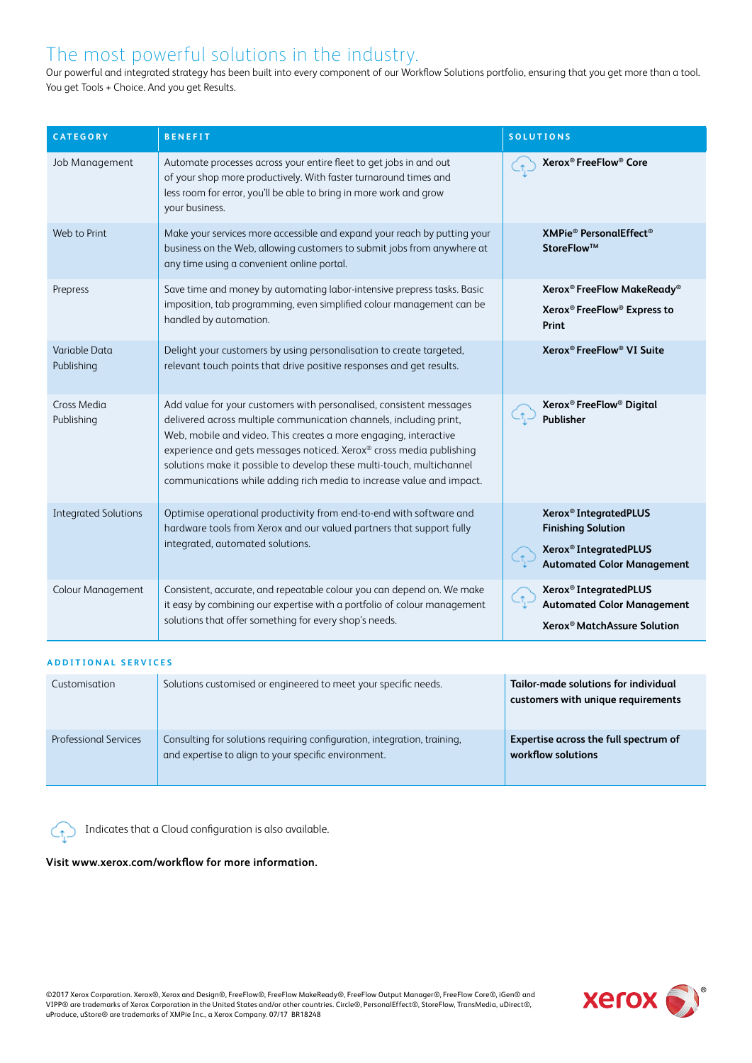# The most powerful solutions in the industry.

Our powerful and integrated strategy has been built into every component of our Workflow Solutions portfolio, ensuring that you get more than a tool. You get Tools + Choice. And you get Results.

| CATEGORY | BENEFIT | SOLUTIONS |
|---|---|---|
| Job Management | Automate processes across your entire fleet to get jobs in and out of your shop more productively. With faster turnaround times and less room for error, you'll be able to bring in more work and grow your business. | **Xerox® FreeFlow® Core** (cloud) |
| Web to Print | Make your services more accessible and expand your reach by putting your business on the Web, allowing customers to submit jobs from anywhere at any time using a convenient online portal. | **XMPie® PersonalEffect® StoreFlow™** |
| Prepress | Save time and money by automating labor-intensive prepress tasks. Basic imposition, tab programming, even simplified colour management can be handled by automation. | **Xerox® FreeFlow MakeReady®**<br>**Xerox® FreeFlow® Express to Print** |
| Variable Data Publishing | Delight your customers by using personalisation to create targeted, relevant touch points that drive positive responses and get results. | **Xerox® FreeFlow® VI Suite** |
| Cross Media Publishing | Add value for your customers with personalised, consistent messages delivered across multiple communication channels, including print, Web, mobile and video. This creates a more engaging, interactive experience and gets messages noticed. Xerox® cross media publishing solutions make it possible to develop these multi-touch, multichannel communications while adding rich media to increase value and impact. | **Xerox® FreeFlow® Digital Publisher** (cloud) |
| Integrated Solutions | Optimise operational productivity from end-to-end with software and hardware tools from Xerox and our valued partners that support fully integrated, automated solutions. | **Xerox® IntegratedPLUS Finishing Solution**<br>**Xerox® IntegratedPLUS Automated Color Management** (cloud) |
| Colour Management | Consistent, accurate, and repeatable colour you can depend on. We make it easy by combining our expertise with a portfolio of colour management solutions that offer something for every shop's needs. | **Xerox® IntegratedPLUS Automated Color Management** (cloud)<br>**Xerox® MatchAssure Solution** |

## ADDITIONAL SERVICES

| | | |
|---|---|---|
| Customisation | Solutions customised or engineered to meet your specific needs. | **Tailor-made solutions for individual customers with unique requirements** |
| Professional Services | Consulting for solutions requiring configuration, integration, training, and expertise to align to your specific environment. | **Expertise across the full spectrum of workflow solutions** |

(cloud) Indicates that a Cloud configuration is also available.

**Visit www.xerox.com/workflow for more information.**

©2017 Xerox Corporation. Xerox®, Xerox and Design®, FreeFlow®, FreeFlow MakeReady®, FreeFlow Output Manager®, FreeFlow Core®, iGen® and VIPP® are trademarks of Xerox Corporation in the United States and/or other countries. Circle®, PersonalEffect®, StoreFlow, TransMedia, uDirect®, uProduce, uStore® are trademarks of XMPie Inc., a Xerox Company. 07/17 BR18248